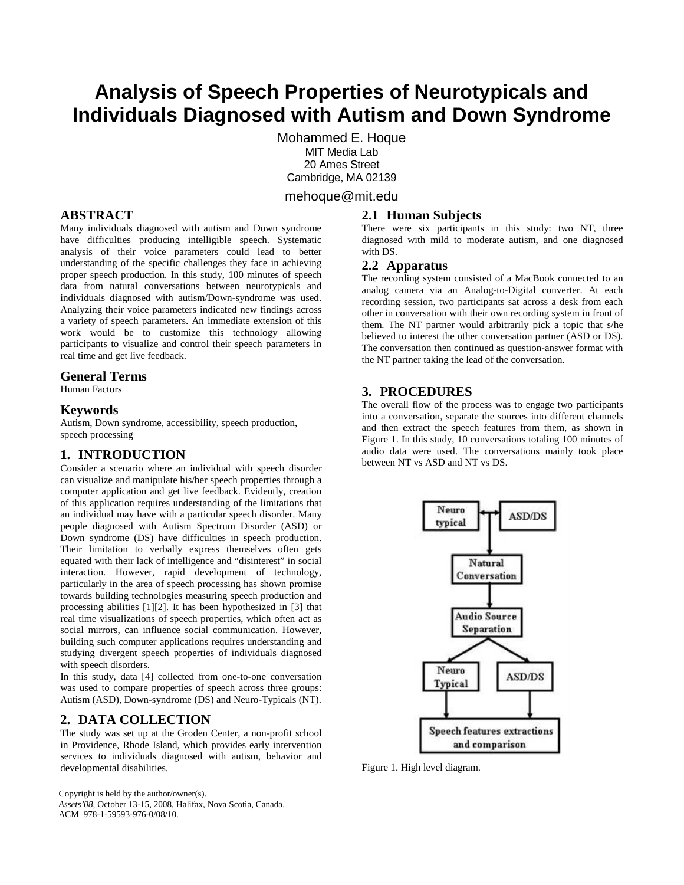# Analysis of Speech Properties of Neurotypicals and Individuals Diagnosed with Autism and Down Syndrome

Mohammed E. Hoque
MIT Media Lab
20 Ames Street
Cambridge, MA 02139

mehoque@mit.edu

## ABSTRACT

Many individuals diagnosed with autism and Down syndrome have difficulties producing intelligible speech. Systematic analysis of their voice parameters could lead to better understanding of the specific challenges they face in achieving proper speech production. In this study, 100 minutes of speech data from natural conversations between neurotypicals and individuals diagnosed with autism/Down-syndrome was used. Analyzing their voice parameters indicated new findings across a variety of speech parameters. An immediate extension of this work would be to customize this technology allowing participants to visualize and control their speech parameters in real time and get live feedback.

## General Terms

Human Factors

## Keywords

Autism, Down syndrome, accessibility, speech production, speech processing

## 1. INTRODUCTION

Consider a scenario where an individual with speech disorder can visualize and manipulate his/her speech properties through a computer application and get live feedback. Evidently, creation of this application requires understanding of the limitations that an individual may have with a particular speech disorder. Many people diagnosed with Autism Spectrum Disorder (ASD) or Down syndrome (DS) have difficulties in speech production. Their limitation to verbally express themselves often gets equated with their lack of intelligence and "disinterest" in social interaction. However, rapid development of technology, particularly in the area of speech processing has shown promise towards building technologies measuring speech production and processing abilities [1][2]. It has been hypothesized in [3] that real time visualizations of speech properties, which often act as social mirrors, can influence social communication. However, building such computer applications requires understanding and studying divergent speech properties of individuals diagnosed with speech disorders.

In this study, data [4] collected from one-to-one conversation was used to compare properties of speech across three groups: Autism (ASD), Down-syndrome (DS) and Neuro-Typicals (NT).

## 2. DATA COLLECTION

The study was set up at the Groden Center, a non-profit school in Providence, Rhode Island, which provides early intervention services to individuals diagnosed with autism, behavior and developmental disabilities.

### 2.1 Human Subjects

There were six participants in this study: two NT, three diagnosed with mild to moderate autism, and one diagnosed with DS.

### 2.2 Apparatus

The recording system consisted of a MacBook connected to an analog camera via an Analog-to-Digital converter. At each recording session, two participants sat across a desk from each other in conversation with their own recording system in front of them. The NT partner would arbitrarily pick a topic that s/he believed to interest the other conversation partner (ASD or DS). The conversation then continued as question-answer format with the NT partner taking the lead of the conversation.

## 3. PROCEDURES

The overall flow of the process was to engage two participants into a conversation, separate the sources into different channels and then extract the speech features from them, as shown in Figure 1. In this study, 10 conversations totaling 100 minutes of audio data were used. The conversations mainly took place between NT vs ASD and NT vs DS.

Figure 1. High level diagram.

Copyright is held by the author/owner(s).
*Assets'08*, October 13-15, 2008, Halifax, Nova Scotia, Canada.
ACM 978-1-59593-976-0/08/10.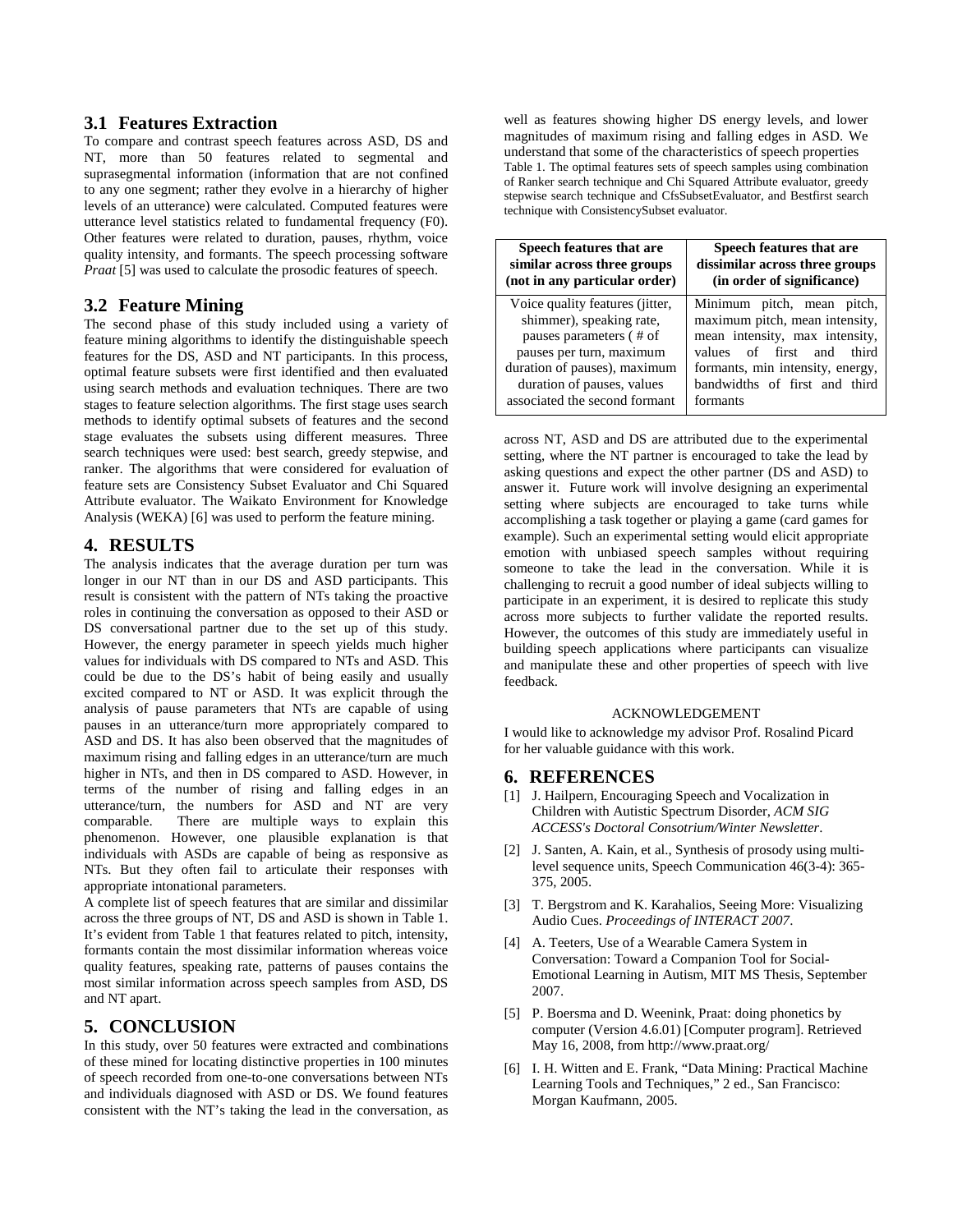## 3.1 Features Extraction

To compare and contrast speech features across ASD, DS and NT, more than 50 features related to segmental and suprasegmental information (information that are not confined to any one segment; rather they evolve in a hierarchy of higher levels of an utterance) were calculated. Computed features were utterance level statistics related to fundamental frequency (F0). Other features were related to duration, pauses, rhythm, voice quality intensity, and formants. The speech processing software *Praat* [5] was used to calculate the prosodic features of speech.

## 3.2 Feature Mining

The second phase of this study included using a variety of feature mining algorithms to identify the distinguishable speech features for the DS, ASD and NT participants. In this process, optimal feature subsets were first identified and then evaluated using search methods and evaluation techniques. There are two stages to feature selection algorithms. The first stage uses search methods to identify optimal subsets of features and the second stage evaluates the subsets using different measures. Three search techniques were used: best search, greedy stepwise, and ranker. The algorithms that were considered for evaluation of feature sets are Consistency Subset Evaluator and Chi Squared Attribute evaluator. The Waikato Environment for Knowledge Analysis (WEKA) [6] was used to perform the feature mining.

# 4. RESULTS

The analysis indicates that the average duration per turn was longer in our NT than in our DS and ASD participants. This result is consistent with the pattern of NTs taking the proactive roles in continuing the conversation as opposed to their ASD or DS conversational partner due to the set up of this study. However, the energy parameter in speech yields much higher values for individuals with DS compared to NTs and ASD. This could be due to the DS's habit of being easily and usually excited compared to NT or ASD. It was explicit through the analysis of pause parameters that NTs are capable of using pauses in an utterance/turn more appropriately compared to ASD and DS. It has also been observed that the magnitudes of maximum rising and falling edges in an utterance/turn are much higher in NTs, and then in DS compared to ASD. However, in terms of the number of rising and falling edges in an utterance/turn, the numbers for ASD and NT are very comparable. There are multiple ways to explain this phenomenon. However, one plausible explanation is that individuals with ASDs are capable of being as responsive as NTs. But they often fail to articulate their responses with appropriate intonational parameters.

A complete list of speech features that are similar and dissimilar across the three groups of NT, DS and ASD is shown in Table 1. It's evident from Table 1 that features related to pitch, intensity, formants contain the most dissimilar information whereas voice quality features, speaking rate, patterns of pauses contains the most similar information across speech samples from ASD, DS and NT apart.

# 5. CONCLUSION

In this study, over 50 features were extracted and combinations of these mined for locating distinctive properties in 100 minutes of speech recorded from one-to-one conversations between NTs and individuals diagnosed with ASD or DS. We found features consistent with the NT's taking the lead in the conversation, as well as features showing higher DS energy levels, and lower magnitudes of maximum rising and falling edges in ASD. We understand that some of the characteristics of speech properties across NT, ASD and DS are attributed due to the experimental setting, where the NT partner is encouraged to take the lead by asking questions and expect the other partner (DS and ASD) to answer it. Future work will involve designing an experimental setting where subjects are encouraged to take turns while accomplishing a task together or playing a game (card games for example). Such an experimental setting would elicit appropriate emotion with unbiased speech samples without requiring someone to take the lead in the conversation. While it is challenging to recruit a good number of ideal subjects willing to participate in an experiment, it is desired to replicate this study across more subjects to further validate the reported results. However, the outcomes of this study are immediately useful in building speech applications where participants can visualize and manipulate these and other properties of speech with live feedback.

Table 1. The optimal features sets of speech samples using combination of Ranker search technique and Chi Squared Attribute evaluator, greedy stepwise search technique and CfsSubsetEvaluator, and Bestfirst search technique with ConsistencySubset evaluator.

| **Speech features that are similar across three groups (not in any particular order)** | **Speech features that are dissimilar across three groups (in order of significance)** |
| --- | --- |
| Voice quality features (jitter, shimmer), speaking rate, pauses parameters ( # of pauses per turn, maximum duration of pauses), maximum duration of pauses, values associated the second formant | Minimum pitch, mean pitch, maximum pitch, mean intensity, mean intensity, max intensity, values of first and third formants, min intensity, energy, bandwidths of first and third formants |

ACKNOWLEDGEMENT

I would like to acknowledge my advisor Prof. Rosalind Picard for her valuable guidance with this work.

# 6. REFERENCES

[1] J. Hailpern, Encouraging Speech and Vocalization in Children with Autistic Spectrum Disorder, *ACM SIG ACCESS's Doctoral Consotrium/Winter Newsletter*.

[2] J. Santen, A. Kain, et al., Synthesis of prosody using multi-level sequence units, Speech Communication 46(3-4): 365-375, 2005.

[3] T. Bergstrom and K. Karahalios, Seeing More: Visualizing Audio Cues. *Proceedings of INTERACT 2007*.

[4] A. Teeters, Use of a Wearable Camera System in Conversation: Toward a Companion Tool for Social-Emotional Learning in Autism, MIT MS Thesis, September 2007.

[5] P. Boersma and D. Weenink, Praat: doing phonetics by computer (Version 4.6.01) [Computer program]. Retrieved May 16, 2008, from http://www.praat.org/

[6] I. H. Witten and E. Frank, "Data Mining: Practical Machine Learning Tools and Techniques," 2 ed., San Francisco: Morgan Kaufmann, 2005.